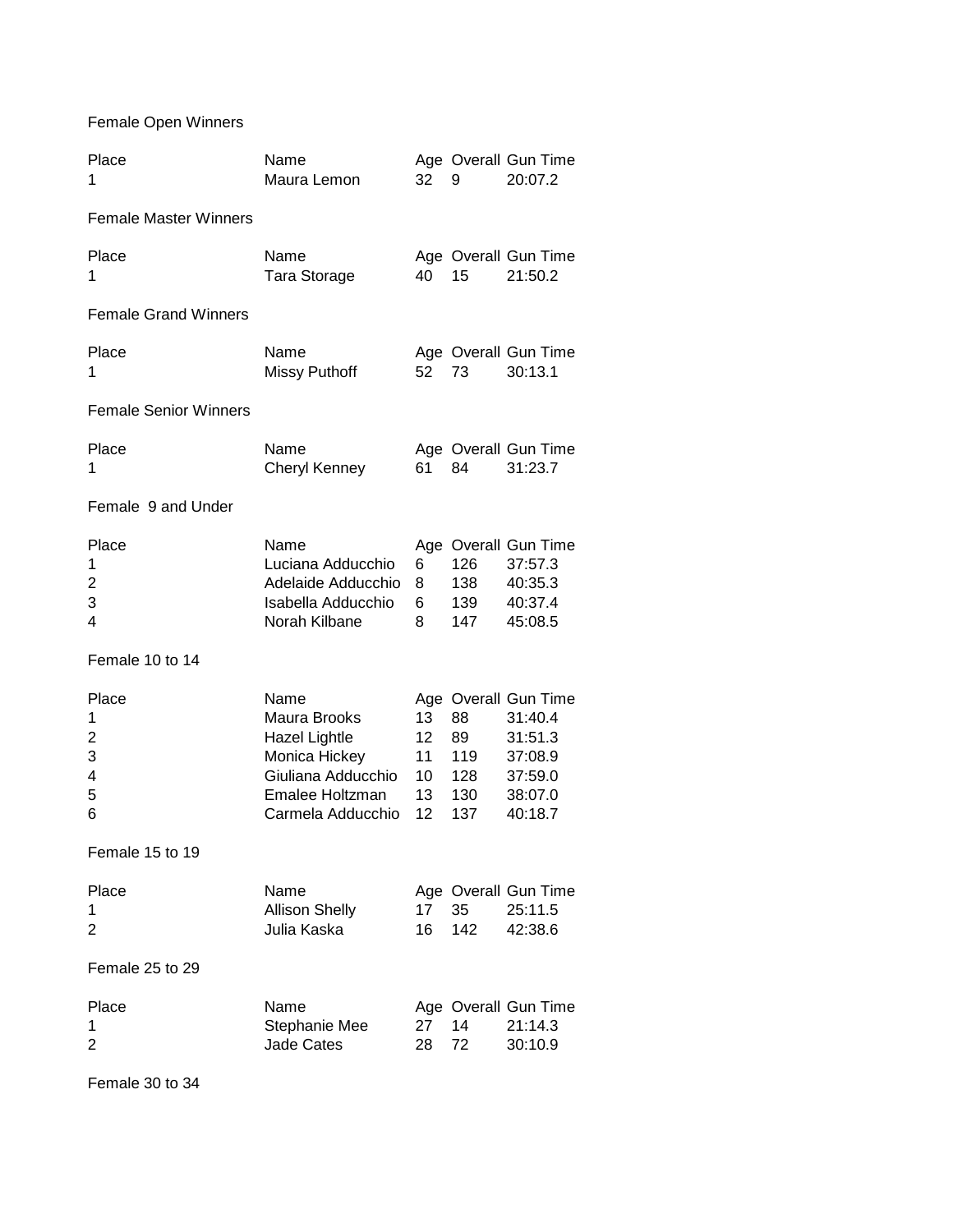## Female Open Winners

| Place | Name | Age | Overall | Gun Time |
|---|---|---|---|---|
| 1 | Maura Lemon | 32 | 9 | 20:07.2 |

## Female Master Winners

| Place | Name | Age | Overall | Gun Time |
|---|---|---|---|---|
| 1 | Tara Storage | 40 | 15 | 21:50.2 |

## Female Grand Winners

| Place | Name | Age | Overall | Gun Time |
|---|---|---|---|---|
| 1 | Missy Puthoff | 52 | 73 | 30:13.1 |

## Female Senior Winners

| Place | Name | Age | Overall | Gun Time |
|---|---|---|---|---|
| 1 | Cheryl Kenney | 61 | 84 | 31:23.7 |

## Female 9 and Under

| Place | Name | Age | Overall | Gun Time |
|---|---|---|---|---|
| 1 | Luciana Adducchio | 6 | 126 | 37:57.3 |
| 2 | Adelaide Adducchio | 8 | 138 | 40:35.3 |
| 3 | Isabella Adducchio | 6 | 139 | 40:37.4 |
| 4 | Norah Kilbane | 8 | 147 | 45:08.5 |

## Female 10 to 14

| Place | Name | Age | Overall | Gun Time |
|---|---|---|---|---|
| 1 | Maura Brooks | 13 | 88 | 31:40.4 |
| 2 | Hazel Lightle | 12 | 89 | 31:51.3 |
| 3 | Monica Hickey | 11 | 119 | 37:08.9 |
| 4 | Giuliana Adducchio | 10 | 128 | 37:59.0 |
| 5 | Emalee Holtzman | 13 | 130 | 38:07.0 |
| 6 | Carmela Adducchio | 12 | 137 | 40:18.7 |

## Female 15 to 19

| Place | Name | Age | Overall | Gun Time |
|---|---|---|---|---|
| 1 | Allison Shelly | 17 | 35 | 25:11.5 |
| 2 | Julia Kaska | 16 | 142 | 42:38.6 |

## Female 25 to 29

| Place | Name | Age | Overall | Gun Time |
|---|---|---|---|---|
| 1 | Stephanie Mee | 27 | 14 | 21:14.3 |
| 2 | Jade Cates | 28 | 72 | 30:10.9 |

## Female 30 to 34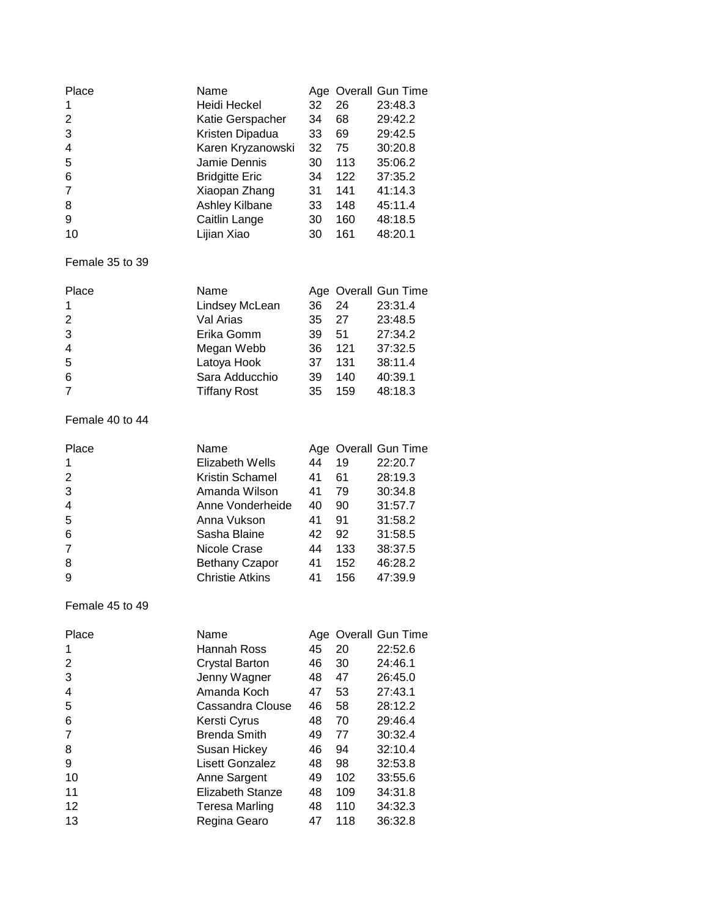| Place | Name | Age | Overall | Gun Time |
|---|---|---|---|---|
| 1 | Heidi Heckel | 32 | 26 | 23:48.3 |
| 2 | Katie Gerspacher | 34 | 68 | 29:42.2 |
| 3 | Kristen Dipadua | 33 | 69 | 29:42.5 |
| 4 | Karen Kryzanowski | 32 | 75 | 30:20.8 |
| 5 | Jamie Dennis | 30 | 113 | 35:06.2 |
| 6 | Bridgitte Eric | 34 | 122 | 37:35.2 |
| 7 | Xiaopan Zhang | 31 | 141 | 41:14.3 |
| 8 | Ashley Kilbane | 33 | 148 | 45:11.4 |
| 9 | Caitlin Lange | 30 | 160 | 48:18.5 |
| 10 | Lijian Xiao | 30 | 161 | 48:20.1 |

Female 35 to 39

| Place | Name | Age | Overall | Gun Time |
|---|---|---|---|---|
| 1 | Lindsey McLean | 36 | 24 | 23:31.4 |
| 2 | Val Arias | 35 | 27 | 23:48.5 |
| 3 | Erika Gomm | 39 | 51 | 27:34.2 |
| 4 | Megan Webb | 36 | 121 | 37:32.5 |
| 5 | Latoya Hook | 37 | 131 | 38:11.4 |
| 6 | Sara Adducchio | 39 | 140 | 40:39.1 |
| 7 | Tiffany Rost | 35 | 159 | 48:18.3 |

Female 40 to 44

| Place | Name | Age | Overall | Gun Time |
|---|---|---|---|---|
| 1 | Elizabeth Wells | 44 | 19 | 22:20.7 |
| 2 | Kristin Schamel | 41 | 61 | 28:19.3 |
| 3 | Amanda Wilson | 41 | 79 | 30:34.8 |
| 4 | Anne Vonderheide | 40 | 90 | 31:57.7 |
| 5 | Anna Vukson | 41 | 91 | 31:58.2 |
| 6 | Sasha Blaine | 42 | 92 | 31:58.5 |
| 7 | Nicole Crase | 44 | 133 | 38:37.5 |
| 8 | Bethany Czapor | 41 | 152 | 46:28.2 |
| 9 | Christie Atkins | 41 | 156 | 47:39.9 |

Female 45 to 49

| Place | Name | Age | Overall | Gun Time |
|---|---|---|---|---|
| 1 | Hannah Ross | 45 | 20 | 22:52.6 |
| 2 | Crystal Barton | 46 | 30 | 24:46.1 |
| 3 | Jenny Wagner | 48 | 47 | 26:45.0 |
| 4 | Amanda Koch | 47 | 53 | 27:43.1 |
| 5 | Cassandra Clouse | 46 | 58 | 28:12.2 |
| 6 | Kersti Cyrus | 48 | 70 | 29:46.4 |
| 7 | Brenda Smith | 49 | 77 | 30:32.4 |
| 8 | Susan Hickey | 46 | 94 | 32:10.4 |
| 9 | Lisett Gonzalez | 48 | 98 | 32:53.8 |
| 10 | Anne Sargent | 49 | 102 | 33:55.6 |
| 11 | Elizabeth Stanze | 48 | 109 | 34:31.8 |
| 12 | Teresa Marling | 48 | 110 | 34:32.3 |
| 13 | Regina Gearo | 47 | 118 | 36:32.8 |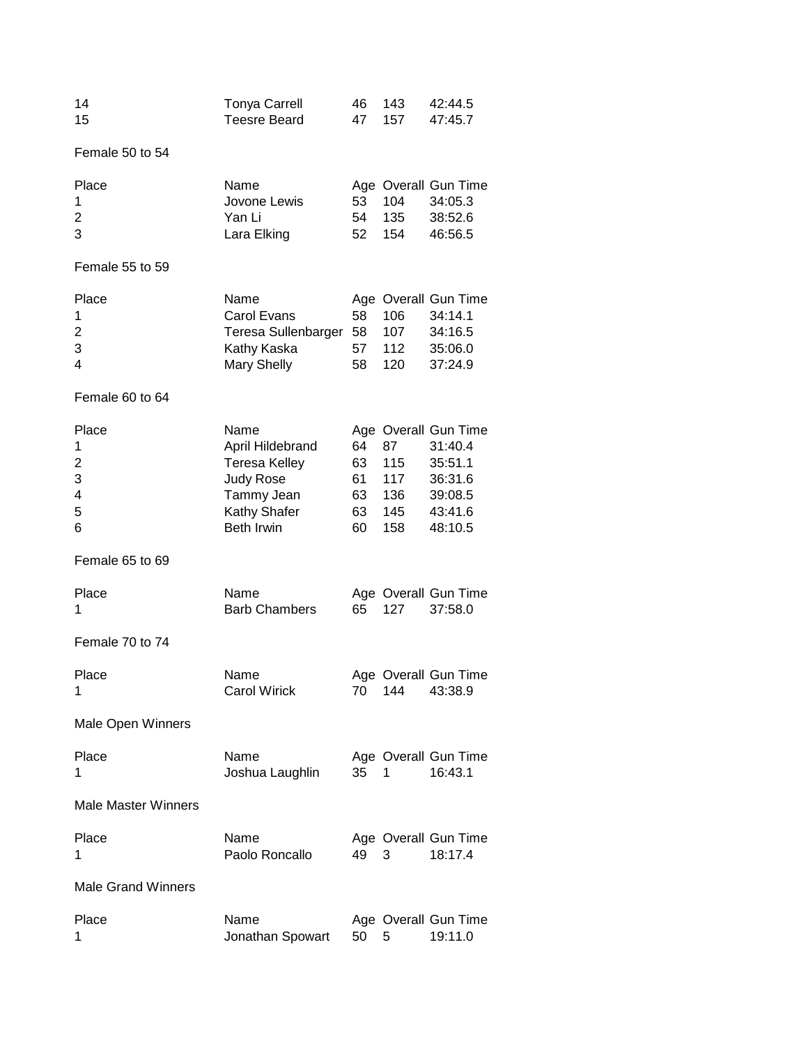| Place | Name | Age | Overall | Gun Time |
|---|---|---|---|---|
| 14 | Tonya Carrell | 46 | 143 | 42:44.5 |
| 15 | Teesre Beard | 47 | 157 | 47:45.7 |

Female 50 to 54

| Place | Name | Age | Overall | Gun Time |
|---|---|---|---|---|
| 1 | Jovone Lewis | 53 | 104 | 34:05.3 |
| 2 | Yan Li | 54 | 135 | 38:52.6 |
| 3 | Lara Elking | 52 | 154 | 46:56.5 |

Female 55 to 59

| Place | Name | Age | Overall | Gun Time |
|---|---|---|---|---|
| 1 | Carol Evans | 58 | 106 | 34:14.1 |
| 2 | Teresa Sullenbarger | 58 | 107 | 34:16.5 |
| 3 | Kathy Kaska | 57 | 112 | 35:06.0 |
| 4 | Mary Shelly | 58 | 120 | 37:24.9 |

Female 60 to 64

| Place | Name | Age | Overall | Gun Time |
|---|---|---|---|---|
| 1 | April Hildebrand | 64 | 87 | 31:40.4 |
| 2 | Teresa Kelley | 63 | 115 | 35:51.1 |
| 3 | Judy Rose | 61 | 117 | 36:31.6 |
| 4 | Tammy Jean | 63 | 136 | 39:08.5 |
| 5 | Kathy Shafer | 63 | 145 | 43:41.6 |
| 6 | Beth Irwin | 60 | 158 | 48:10.5 |

Female 65 to 69

| Place | Name | Age | Overall | Gun Time |
|---|---|---|---|---|
| 1 | Barb Chambers | 65 | 127 | 37:58.0 |

Female 70 to 74

| Place | Name | Age | Overall | Gun Time |
|---|---|---|---|---|
| 1 | Carol Wirick | 70 | 144 | 43:38.9 |

Male Open Winners

| Place | Name | Age | Overall | Gun Time |
|---|---|---|---|---|
| 1 | Joshua Laughlin | 35 | 1 | 16:43.1 |

Male Master Winners

| Place | Name | Age | Overall | Gun Time |
|---|---|---|---|---|
| 1 | Paolo Roncallo | 49 | 3 | 18:17.4 |

Male Grand Winners

| Place | Name | Age | Overall | Gun Time |
|---|---|---|---|---|
| 1 | Jonathan Spowart | 50 | 5 | 19:11.0 |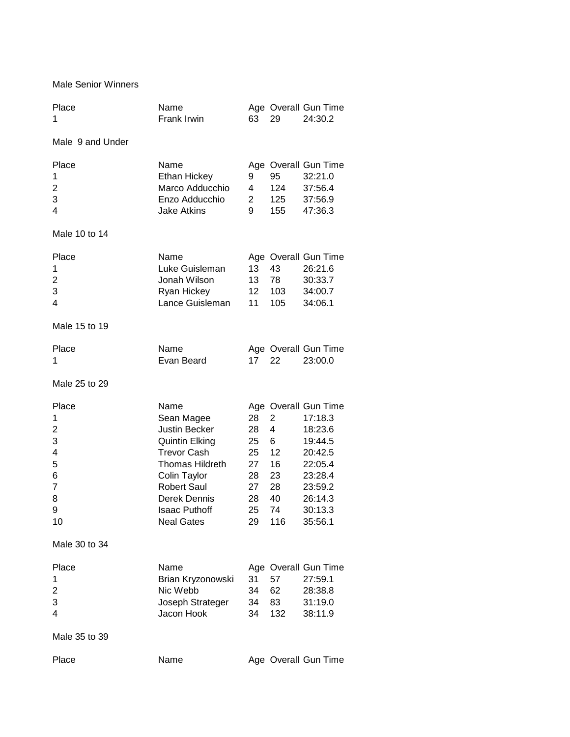Male Senior Winners

| Place | Name | Age | Overall | Gun Time |
|---|---|---|---|---|
| 1 | Frank Irwin | 63 | 29 | 24:30.2 |

Male 9 and Under

| Place | Name | Age | Overall | Gun Time |
|---|---|---|---|---|
| 1 | Ethan Hickey | 9 | 95 | 32:21.0 |
| 2 | Marco Adducchio | 4 | 124 | 37:56.4 |
| 3 | Enzo Adducchio | 2 | 125 | 37:56.9 |
| 4 | Jake Atkins | 9 | 155 | 47:36.3 |

Male 10 to 14

| Place | Name | Age | Overall | Gun Time |
|---|---|---|---|---|
| 1 | Luke Guisleman | 13 | 43 | 26:21.6 |
| 2 | Jonah Wilson | 13 | 78 | 30:33.7 |
| 3 | Ryan Hickey | 12 | 103 | 34:00.7 |
| 4 | Lance Guisleman | 11 | 105 | 34:06.1 |

Male 15 to 19

| Place | Name | Age | Overall | Gun Time |
|---|---|---|---|---|
| 1 | Evan Beard | 17 | 22 | 23:00.0 |

Male 25 to 29

| Place | Name | Age | Overall | Gun Time |
|---|---|---|---|---|
| 1 | Sean Magee | 28 | 2 | 17:18.3 |
| 2 | Justin Becker | 28 | 4 | 18:23.6 |
| 3 | Quintin Elking | 25 | 6 | 19:44.5 |
| 4 | Trevor Cash | 25 | 12 | 20:42.5 |
| 5 | Thomas Hildreth | 27 | 16 | 22:05.4 |
| 6 | Colin Taylor | 28 | 23 | 23:28.4 |
| 7 | Robert Saul | 27 | 28 | 23:59.2 |
| 8 | Derek Dennis | 28 | 40 | 26:14.3 |
| 9 | Isaac Puthoff | 25 | 74 | 30:13.3 |
| 10 | Neal Gates | 29 | 116 | 35:56.1 |

Male 30 to 34

| Place | Name | Age | Overall | Gun Time |
|---|---|---|---|---|
| 1 | Brian Kryzonowski | 31 | 57 | 27:59.1 |
| 2 | Nic Webb | 34 | 62 | 28:38.8 |
| 3 | Joseph Strateger | 34 | 83 | 31:19.0 |
| 4 | Jacon Hook | 34 | 132 | 38:11.9 |

Male 35 to 39

| Place | Name | Age | Overall | Gun Time |
|---|---|---|---|---|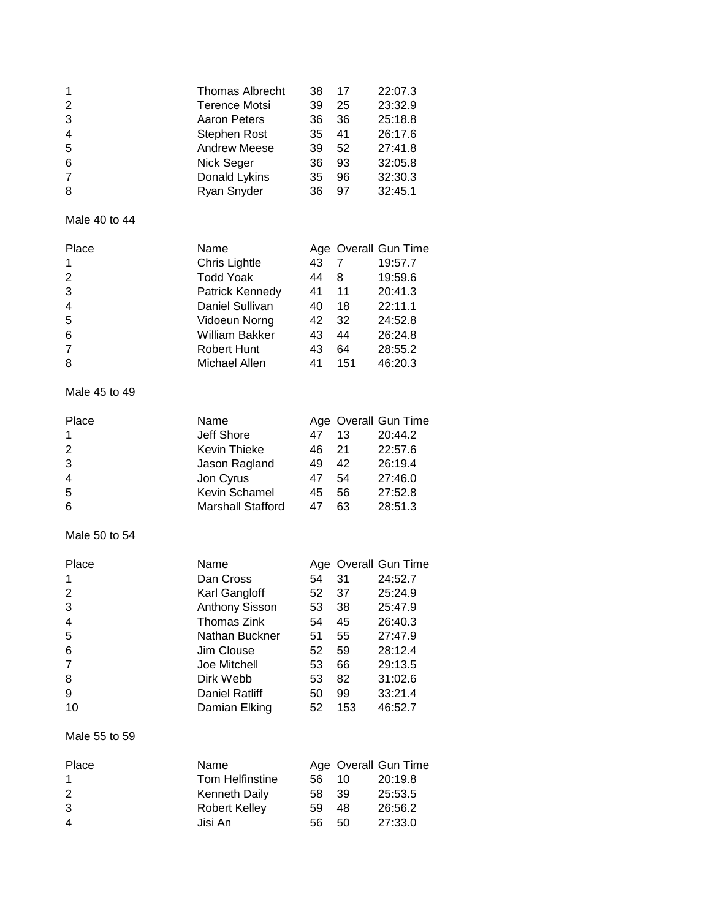| Place | Name | Age | Overall | Gun Time |
|---|---|---|---|---|
| 1 | Thomas Albrecht | 38 | 17 | 22:07.3 |
| 2 | Terence Motsi | 39 | 25 | 23:32.9 |
| 3 | Aaron Peters | 36 | 36 | 25:18.8 |
| 4 | Stephen Rost | 35 | 41 | 26:17.6 |
| 5 | Andrew Meese | 39 | 52 | 27:41.8 |
| 6 | Nick Seger | 36 | 93 | 32:05.8 |
| 7 | Donald Lykins | 35 | 96 | 32:30.3 |
| 8 | Ryan Snyder | 36 | 97 | 32:45.1 |

Male 40 to 44

| Place | Name | Age | Overall | Gun Time |
|---|---|---|---|---|
| 1 | Chris Lightle | 43 | 7 | 19:57.7 |
| 2 | Todd Yoak | 44 | 8 | 19:59.6 |
| 3 | Patrick Kennedy | 41 | 11 | 20:41.3 |
| 4 | Daniel Sullivan | 40 | 18 | 22:11.1 |
| 5 | Vidoeun Norng | 42 | 32 | 24:52.8 |
| 6 | William Bakker | 43 | 44 | 26:24.8 |
| 7 | Robert Hunt | 43 | 64 | 28:55.2 |
| 8 | Michael Allen | 41 | 151 | 46:20.3 |

Male 45 to 49

| Place | Name | Age | Overall | Gun Time |
|---|---|---|---|---|
| 1 | Jeff Shore | 47 | 13 | 20:44.2 |
| 2 | Kevin Thieke | 46 | 21 | 22:57.6 |
| 3 | Jason Ragland | 49 | 42 | 26:19.4 |
| 4 | Jon Cyrus | 47 | 54 | 27:46.0 |
| 5 | Kevin Schamel | 45 | 56 | 27:52.8 |
| 6 | Marshall Stafford | 47 | 63 | 28:51.3 |

Male 50 to 54

| Place | Name | Age | Overall | Gun Time |
|---|---|---|---|---|
| 1 | Dan Cross | 54 | 31 | 24:52.7 |
| 2 | Karl Gangloff | 52 | 37 | 25:24.9 |
| 3 | Anthony Sisson | 53 | 38 | 25:47.9 |
| 4 | Thomas Zink | 54 | 45 | 26:40.3 |
| 5 | Nathan Buckner | 51 | 55 | 27:47.9 |
| 6 | Jim Clouse | 52 | 59 | 28:12.4 |
| 7 | Joe Mitchell | 53 | 66 | 29:13.5 |
| 8 | Dirk Webb | 53 | 82 | 31:02.6 |
| 9 | Daniel Ratliff | 50 | 99 | 33:21.4 |
| 10 | Damian Elking | 52 | 153 | 46:52.7 |

Male 55 to 59

| Place | Name | Age | Overall | Gun Time |
|---|---|---|---|---|
| 1 | Tom Helfinstine | 56 | 10 | 20:19.8 |
| 2 | Kenneth Daily | 58 | 39 | 25:53.5 |
| 3 | Robert Kelley | 59 | 48 | 26:56.2 |
| 4 | Jisi An | 56 | 50 | 27:33.0 |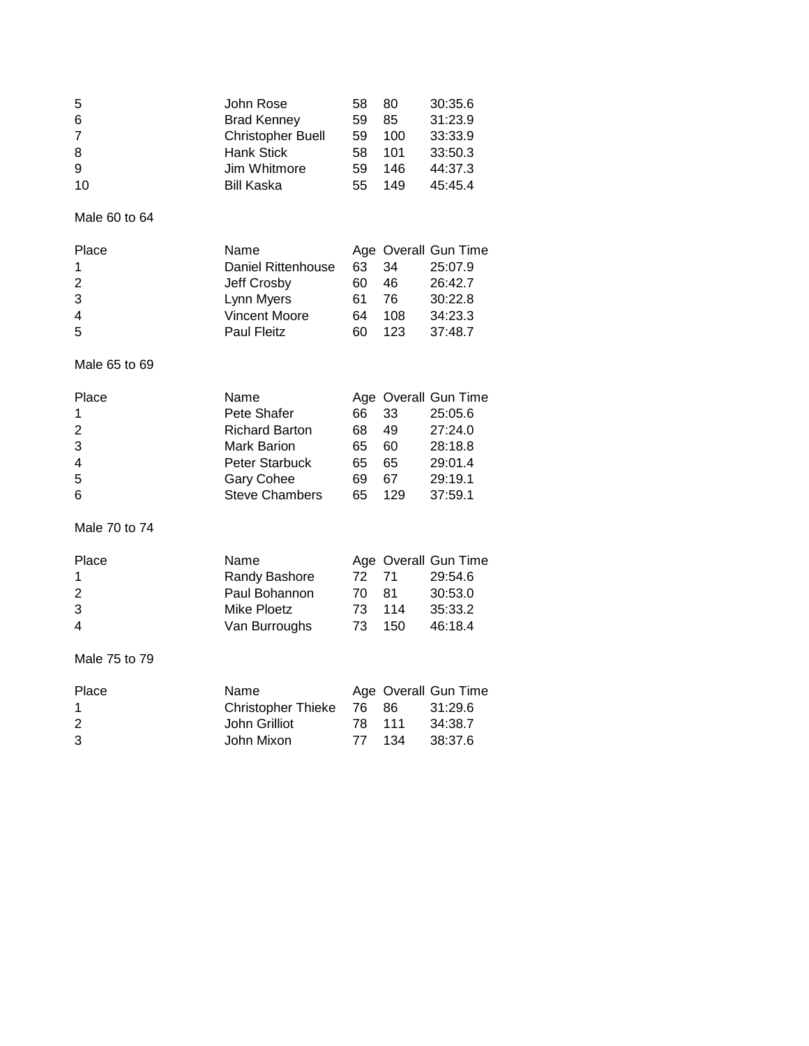| | | | | |
|---|---|---|---|---|
| 5 | John Rose | 58 | 80 | 30:35.6 |
| 6 | Brad Kenney | 59 | 85 | 31:23.9 |
| 7 | Christopher Buell | 59 | 100 | 33:33.9 |
| 8 | Hank Stick | 58 | 101 | 33:50.3 |
| 9 | Jim Whitmore | 59 | 146 | 44:37.3 |
| 10 | Bill Kaska | 55 | 149 | 45:45.4 |

Male 60 to 64

| Place | Name | Age | Overall | Gun Time |
|---|---|---|---|---|
| 1 | Daniel Rittenhouse | 63 | 34 | 25:07.9 |
| 2 | Jeff Crosby | 60 | 46 | 26:42.7 |
| 3 | Lynn Myers | 61 | 76 | 30:22.8 |
| 4 | Vincent Moore | 64 | 108 | 34:23.3 |
| 5 | Paul Fleitz | 60 | 123 | 37:48.7 |

Male 65 to 69

| Place | Name | Age | Overall | Gun Time |
|---|---|---|---|---|
| 1 | Pete Shafer | 66 | 33 | 25:05.6 |
| 2 | Richard Barton | 68 | 49 | 27:24.0 |
| 3 | Mark Barion | 65 | 60 | 28:18.8 |
| 4 | Peter Starbuck | 65 | 65 | 29:01.4 |
| 5 | Gary Cohee | 69 | 67 | 29:19.1 |
| 6 | Steve Chambers | 65 | 129 | 37:59.1 |

Male 70 to 74

| Place | Name | Age | Overall | Gun Time |
|---|---|---|---|---|
| 1 | Randy Bashore | 72 | 71 | 29:54.6 |
| 2 | Paul Bohannon | 70 | 81 | 30:53.0 |
| 3 | Mike Ploetz | 73 | 114 | 35:33.2 |
| 4 | Van Burroughs | 73 | 150 | 46:18.4 |

Male 75 to 79

| Place | Name | Age | Overall | Gun Time |
|---|---|---|---|---|
| 1 | Christopher Thieke | 76 | 86 | 31:29.6 |
| 2 | John Grilliot | 78 | 111 | 34:38.7 |
| 3 | John Mixon | 77 | 134 | 38:37.6 |